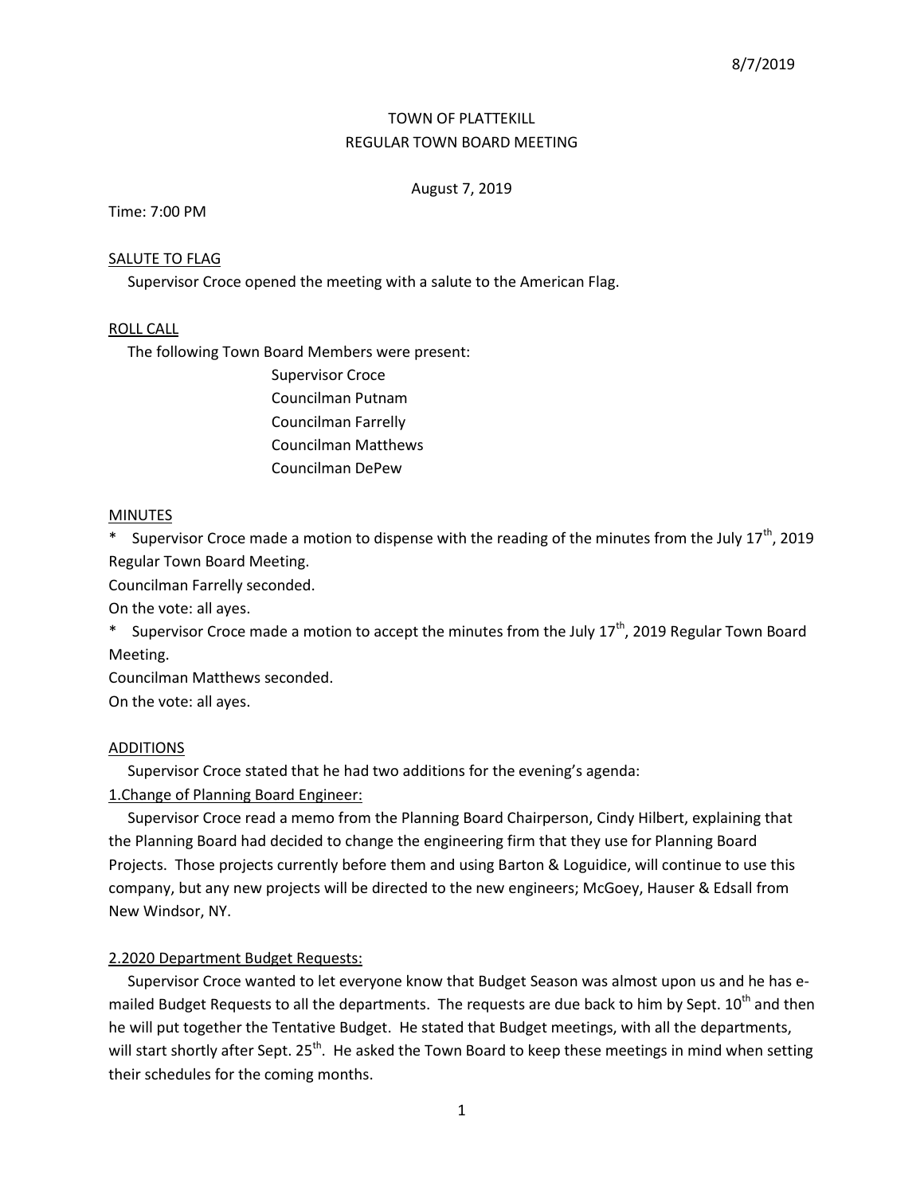# TOWN OF PLATTEKILL
## REGULAR TOWN BOARD MEETING

August 7, 2019

Time: 7:00 PM

### SALUTE TO FLAG

Supervisor Croce opened the meeting with a salute to the American Flag.

### ROLL CALL

The following Town Board Members were present:

Supervisor Croce
Councilman Putnam
Councilman Farrelly
Councilman Matthews
Councilman DePew

### MINUTES

* Supervisor Croce made a motion to dispense with the reading of the minutes from the July 17th, 2019 Regular Town Board Meeting.
Councilman Farrelly seconded.
On the vote: all ayes.

* Supervisor Croce made a motion to accept the minutes from the July 17th, 2019 Regular Town Board Meeting.
Councilman Matthews seconded.
On the vote: all ayes.

### ADDITIONS

Supervisor Croce stated that he had two additions for the evening's agenda:

1.Change of Planning Board Engineer:

Supervisor Croce read a memo from the Planning Board Chairperson, Cindy Hilbert, explaining that the Planning Board had decided to change the engineering firm that they use for Planning Board Projects. Those projects currently before them and using Barton & Loguidice, will continue to use this company, but any new projects will be directed to the new engineers; McGoey, Hauser & Edsall from New Windsor, NY.

2.2020 Department Budget Requests:

Supervisor Croce wanted to let everyone know that Budget Season was almost upon us and he has e-mailed Budget Requests to all the departments. The requests are due back to him by Sept. 10th and then he will put together the Tentative Budget. He stated that Budget meetings, with all the departments, will start shortly after Sept. 25th. He asked the Town Board to keep these meetings in mind when setting their schedules for the coming months.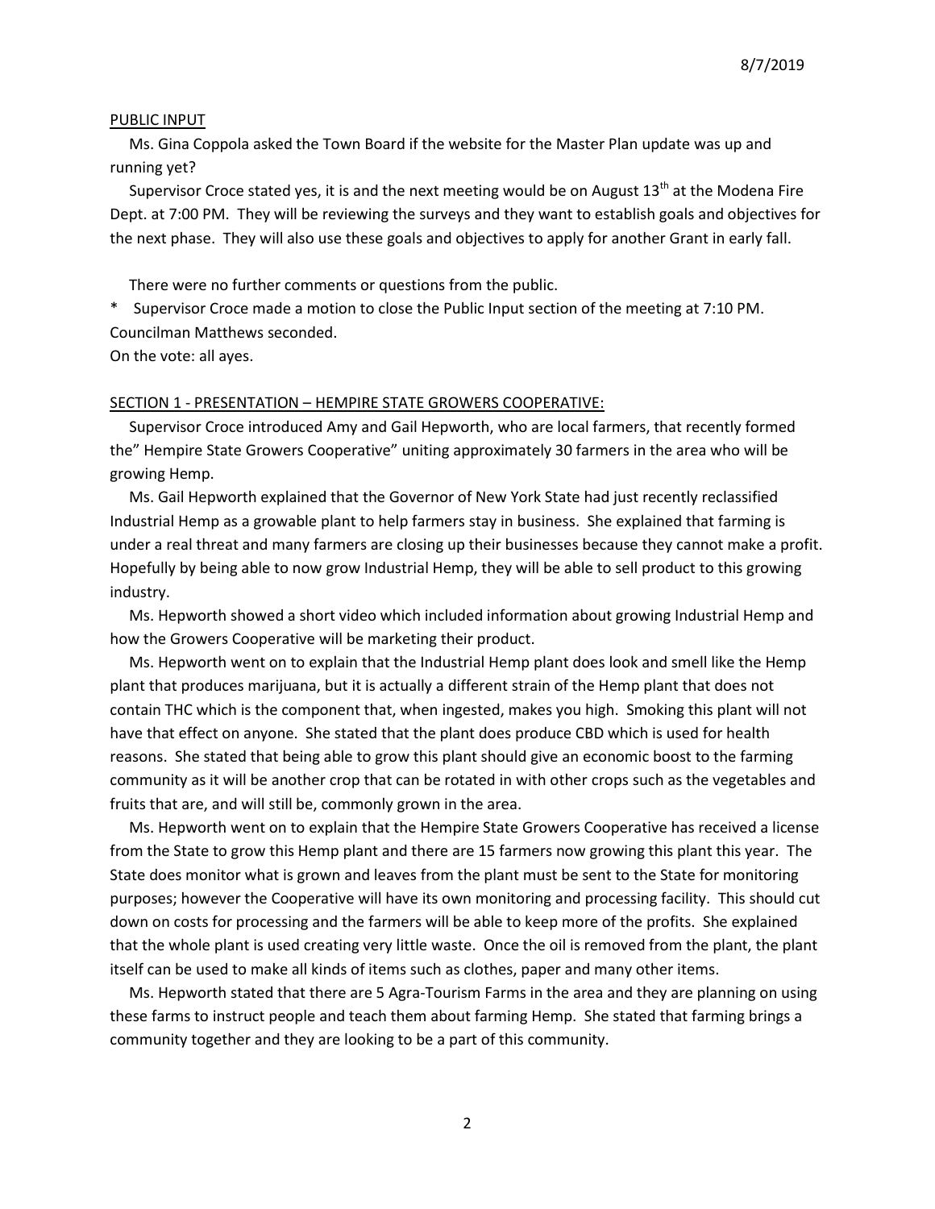PUBLIC INPUT

Ms. Gina Coppola asked the Town Board if the website for the Master Plan update was up and running yet?

Supervisor Croce stated yes, it is and the next meeting would be on August 13th at the Modena Fire Dept. at 7:00 PM. They will be reviewing the surveys and they want to establish goals and objectives for the next phase. They will also use these goals and objectives to apply for another Grant in early fall.

There were no further comments or questions from the public.

\* Supervisor Croce made a motion to close the Public Input section of the meeting at 7:10 PM. Councilman Matthews seconded.
On the vote: all ayes.

SECTION 1 - PRESENTATION – HEMPIRE STATE GROWERS COOPERATIVE:

Supervisor Croce introduced Amy and Gail Hepworth, who are local farmers, that recently formed the" Hempire State Growers Cooperative" uniting approximately 30 farmers in the area who will be growing Hemp.

Ms. Gail Hepworth explained that the Governor of New York State had just recently reclassified Industrial Hemp as a growable plant to help farmers stay in business. She explained that farming is under a real threat and many farmers are closing up their businesses because they cannot make a profit. Hopefully by being able to now grow Industrial Hemp, they will be able to sell product to this growing industry.

Ms. Hepworth showed a short video which included information about growing Industrial Hemp and how the Growers Cooperative will be marketing their product.

Ms. Hepworth went on to explain that the Industrial Hemp plant does look and smell like the Hemp plant that produces marijuana, but it is actually a different strain of the Hemp plant that does not contain THC which is the component that, when ingested, makes you high. Smoking this plant will not have that effect on anyone. She stated that the plant does produce CBD which is used for health reasons. She stated that being able to grow this plant should give an economic boost to the farming community as it will be another crop that can be rotated in with other crops such as the vegetables and fruits that are, and will still be, commonly grown in the area.

Ms. Hepworth went on to explain that the Hempire State Growers Cooperative has received a license from the State to grow this Hemp plant and there are 15 farmers now growing this plant this year. The State does monitor what is grown and leaves from the plant must be sent to the State for monitoring purposes; however the Cooperative will have its own monitoring and processing facility. This should cut down on costs for processing and the farmers will be able to keep more of the profits. She explained that the whole plant is used creating very little waste. Once the oil is removed from the plant, the plant itself can be used to make all kinds of items such as clothes, paper and many other items.

Ms. Hepworth stated that there are 5 Agra-Tourism Farms in the area and they are planning on using these farms to instruct people and teach them about farming Hemp. She stated that farming brings a community together and they are looking to be a part of this community.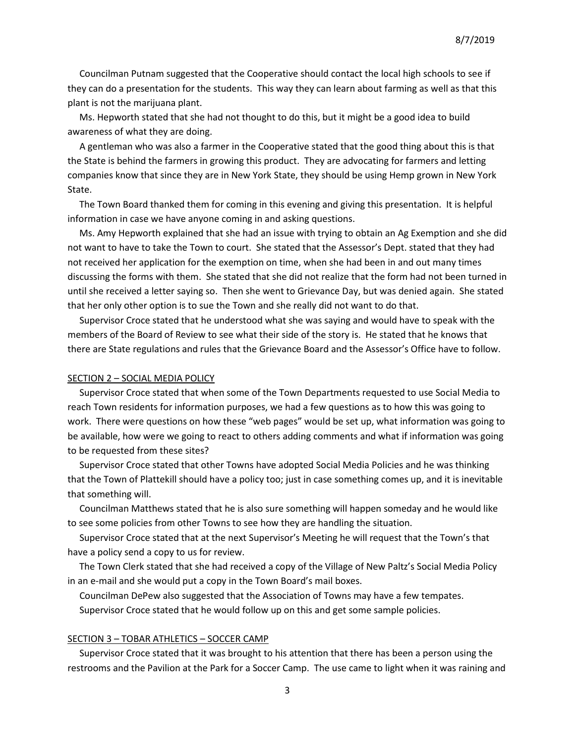Councilman Putnam suggested that the Cooperative should contact the local high schools to see if they can do a presentation for the students. This way they can learn about farming as well as that this plant is not the marijuana plant.

Ms. Hepworth stated that she had not thought to do this, but it might be a good idea to build awareness of what they are doing.

A gentleman who was also a farmer in the Cooperative stated that the good thing about this is that the State is behind the farmers in growing this product. They are advocating for farmers and letting companies know that since they are in New York State, they should be using Hemp grown in New York State.

The Town Board thanked them for coming in this evening and giving this presentation. It is helpful information in case we have anyone coming in and asking questions.

Ms. Amy Hepworth explained that she had an issue with trying to obtain an Ag Exemption and she did not want to have to take the Town to court. She stated that the Assessor's Dept. stated that they had not received her application for the exemption on time, when she had been in and out many times discussing the forms with them. She stated that she did not realize that the form had not been turned in until she received a letter saying so. Then she went to Grievance Day, but was denied again. She stated that her only other option is to sue the Town and she really did not want to do that.

Supervisor Croce stated that he understood what she was saying and would have to speak with the members of the Board of Review to see what their side of the story is. He stated that he knows that there are State regulations and rules that the Grievance Board and the Assessor's Office have to follow.

## SECTION 2 – SOCIAL MEDIA POLICY

Supervisor Croce stated that when some of the Town Departments requested to use Social Media to reach Town residents for information purposes, we had a few questions as to how this was going to work. There were questions on how these "web pages" would be set up, what information was going to be available, how were we going to react to others adding comments and what if information was going to be requested from these sites?

Supervisor Croce stated that other Towns have adopted Social Media Policies and he was thinking that the Town of Plattekill should have a policy too; just in case something comes up, and it is inevitable that something will.

Councilman Matthews stated that he is also sure something will happen someday and he would like to see some policies from other Towns to see how they are handling the situation.

Supervisor Croce stated that at the next Supervisor's Meeting he will request that the Town's that have a policy send a copy to us for review.

The Town Clerk stated that she had received a copy of the Village of New Paltz's Social Media Policy in an e-mail and she would put a copy in the Town Board's mail boxes.

Councilman DePew also suggested that the Association of Towns may have a few tempates.

Supervisor Croce stated that he would follow up on this and get some sample policies.

## SECTION 3 – TOBAR ATHLETICS – SOCCER CAMP

Supervisor Croce stated that it was brought to his attention that there has been a person using the restrooms and the Pavilion at the Park for a Soccer Camp. The use came to light when it was raining and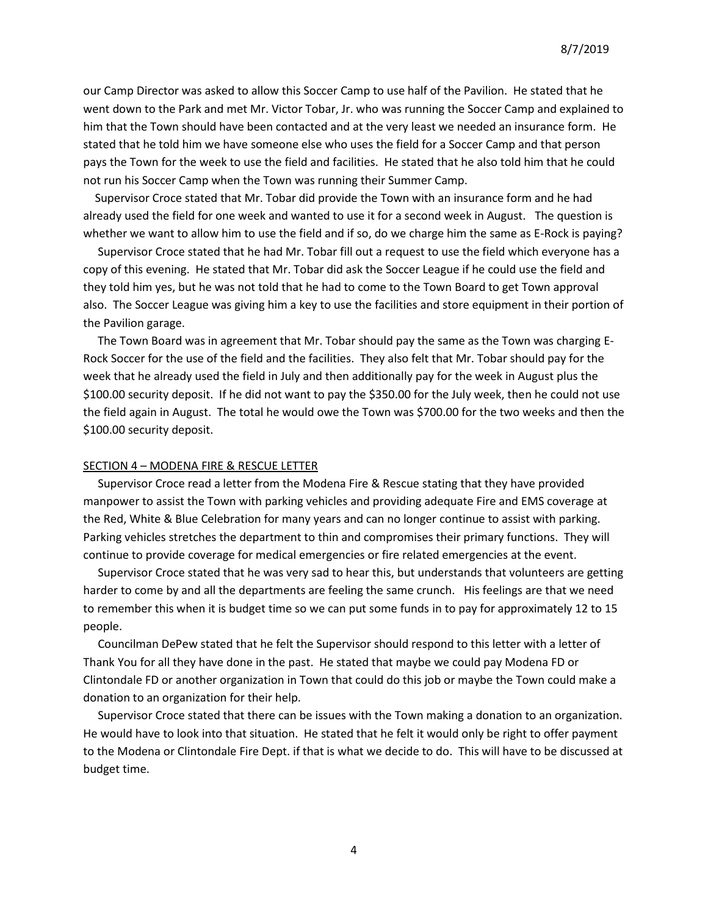our Camp Director was asked to allow this Soccer Camp to use half of the Pavilion. He stated that he went down to the Park and met Mr. Victor Tobar, Jr. who was running the Soccer Camp and explained to him that the Town should have been contacted and at the very least we needed an insurance form. He stated that he told him we have someone else who uses the field for a Soccer Camp and that person pays the Town for the week to use the field and facilities. He stated that he also told him that he could not run his Soccer Camp when the Town was running their Summer Camp.

Supervisor Croce stated that Mr. Tobar did provide the Town with an insurance form and he had already used the field for one week and wanted to use it for a second week in August. The question is whether we want to allow him to use the field and if so, do we charge him the same as E-Rock is paying?

Supervisor Croce stated that he had Mr. Tobar fill out a request to use the field which everyone has a copy of this evening. He stated that Mr. Tobar did ask the Soccer League if he could use the field and they told him yes, but he was not told that he had to come to the Town Board to get Town approval also. The Soccer League was giving him a key to use the facilities and store equipment in their portion of the Pavilion garage.

The Town Board was in agreement that Mr. Tobar should pay the same as the Town was charging E-Rock Soccer for the use of the field and the facilities. They also felt that Mr. Tobar should pay for the week that he already used the field in July and then additionally pay for the week in August plus the $100.00 security deposit. If he did not want to pay the $350.00 for the July week, then he could not use the field again in August. The total he would owe the Town was $700.00 for the two weeks and then the $100.00 security deposit.

SECTION 4 – MODENA FIRE & RESCUE LETTER

Supervisor Croce read a letter from the Modena Fire & Rescue stating that they have provided manpower to assist the Town with parking vehicles and providing adequate Fire and EMS coverage at the Red, White & Blue Celebration for many years and can no longer continue to assist with parking. Parking vehicles stretches the department to thin and compromises their primary functions. They will continue to provide coverage for medical emergencies or fire related emergencies at the event.

Supervisor Croce stated that he was very sad to hear this, but understands that volunteers are getting harder to come by and all the departments are feeling the same crunch. His feelings are that we need to remember this when it is budget time so we can put some funds in to pay for approximately 12 to 15 people.

Councilman DePew stated that he felt the Supervisor should respond to this letter with a letter of Thank You for all they have done in the past. He stated that maybe we could pay Modena FD or Clintondale FD or another organization in Town that could do this job or maybe the Town could make a donation to an organization for their help.

Supervisor Croce stated that there can be issues with the Town making a donation to an organization. He would have to look into that situation. He stated that he felt it would only be right to offer payment to the Modena or Clintondale Fire Dept. if that is what we decide to do. This will have to be discussed at budget time.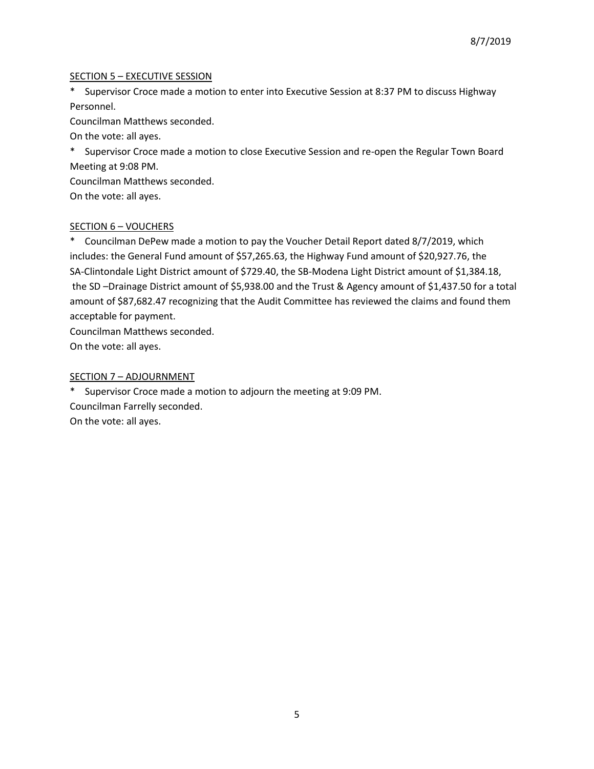SECTION 5 – EXECUTIVE SESSION

* Supervisor Croce made a motion to enter into Executive Session at 8:37 PM to discuss Highway Personnel.

Councilman Matthews seconded.

On the vote: all ayes.

* Supervisor Croce made a motion to close Executive Session and re-open the Regular Town Board Meeting at 9:08 PM.

Councilman Matthews seconded.

On the vote: all ayes.

SECTION 6 – VOUCHERS

* Councilman DePew made a motion to pay the Voucher Detail Report dated 8/7/2019, which includes: the General Fund amount of $57,265.63, the Highway Fund amount of $20,927.76, the SA-Clintondale Light District amount of $729.40, the SB-Modena Light District amount of $1,384.18, the SD –Drainage District amount of $5,938.00 and the Trust & Agency amount of $1,437.50 for a total amount of $87,682.47 recognizing that the Audit Committee has reviewed the claims and found them acceptable for payment.

Councilman Matthews seconded.

On the vote: all ayes.

SECTION 7 – ADJOURNMENT

* Supervisor Croce made a motion to adjourn the meeting at 9:09 PM.

Councilman Farrelly seconded.

On the vote: all ayes.